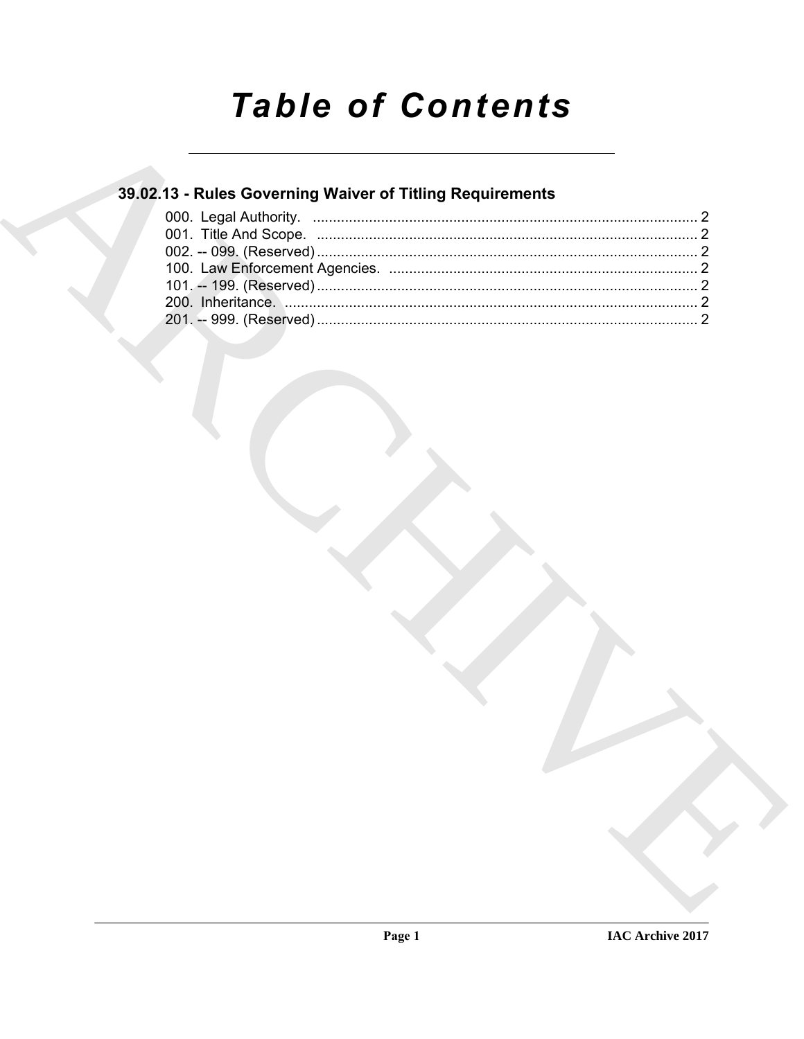# Table of Contents

## 39.02.13 - Rules Governing Waiver of Titling Requirements

000. Legal Authority. ............................................................................................... 2
001. Title And Scope. ................................................................................................ 2
002. -- 099. (Reserved) ............................................................................................. 2
100. Law Enforcement Agencies. ............................................................................ 2
101. -- 199. (Reserved) ............................................................................................. 2
200. Inheritance. ...................................................................................................... 2
201. -- 999. (Reserved) ............................................................................................. 2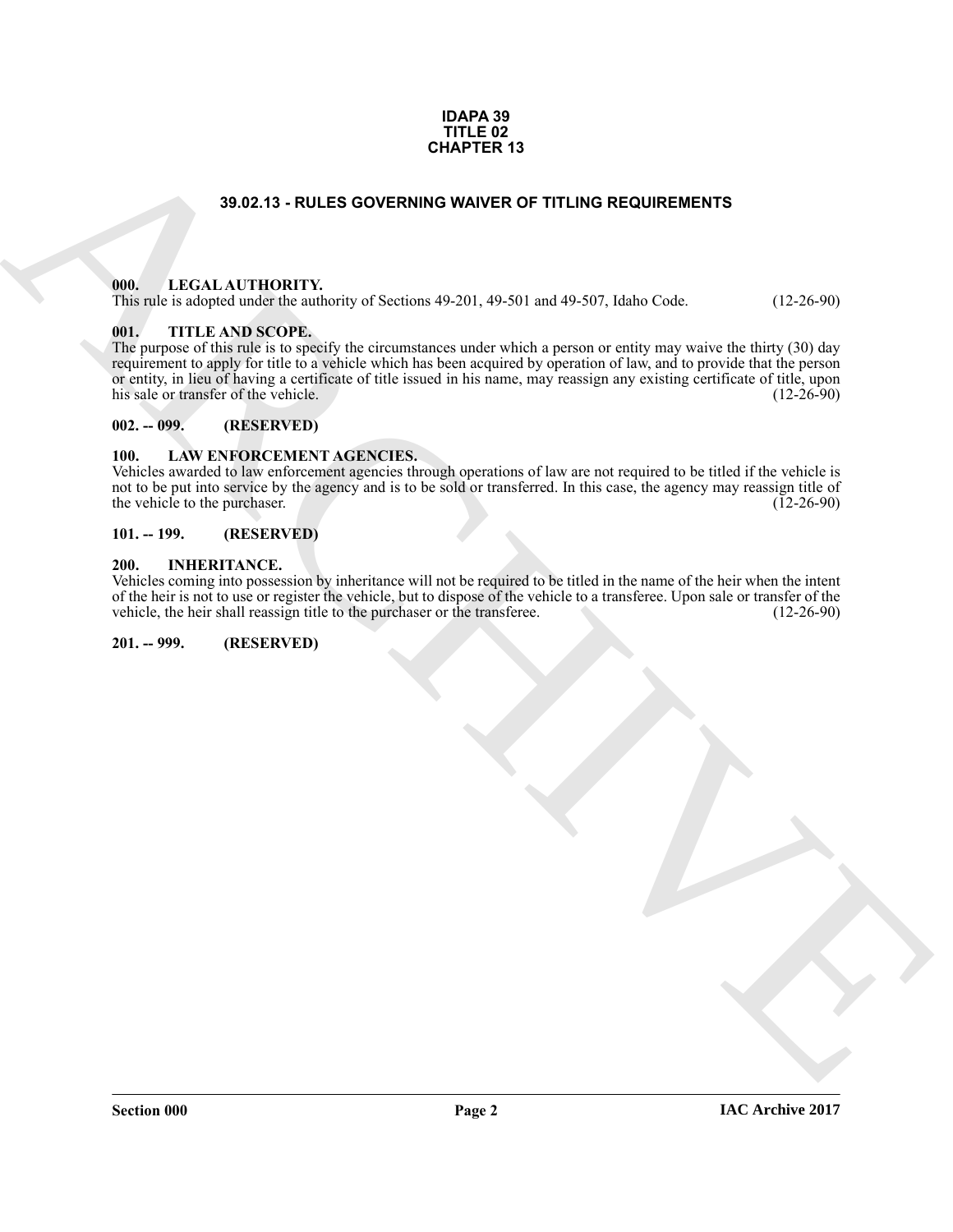**IDAPA 39**
**TITLE 02**
**CHAPTER 13**

# 39.02.13 - RULES GOVERNING WAIVER OF TITLING REQUIREMENTS

## 000. LEGAL AUTHORITY.

This rule is adopted under the authority of Sections 49-201, 49-501 and 49-507, Idaho Code. (12-26-90)

## 001. TITLE AND SCOPE.

The purpose of this rule is to specify the circumstances under which a person or entity may waive the thirty (30) day requirement to apply for title to a vehicle which has been acquired by operation of law, and to provide that the person or entity, in lieu of having a certificate of title issued in his name, may reassign any existing certificate of title, upon his sale or transfer of the vehicle. (12-26-90)

## 002. -- 099. (RESERVED)

## 100. LAW ENFORCEMENT AGENCIES.

Vehicles awarded to law enforcement agencies through operations of law are not required to be titled if the vehicle is not to be put into service by the agency and is to be sold or transferred. In this case, the agency may reassign title of the vehicle to the purchaser. (12-26-90)

## 101. -- 199. (RESERVED)

## 200. INHERITANCE.

Vehicles coming into possession by inheritance will not be required to be titled in the name of the heir when the intent of the heir is not to use or register the vehicle, but to dispose of the vehicle to a transferee. Upon sale or transfer of the vehicle, the heir shall reassign title to the purchaser or the transferee. (12-26-90)

## 201. -- 999. (RESERVED)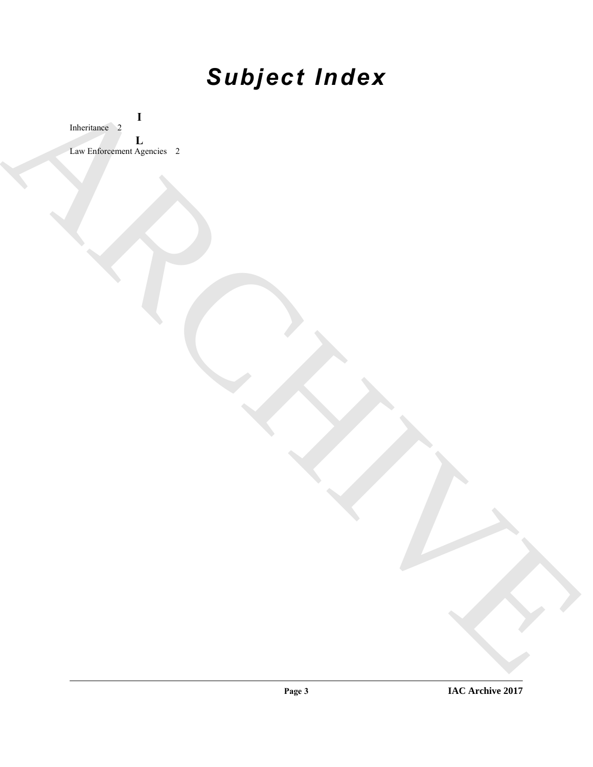# *Subject Index*

**I**

Inheritance 2

**L**

Law Enforcement Agencies 2